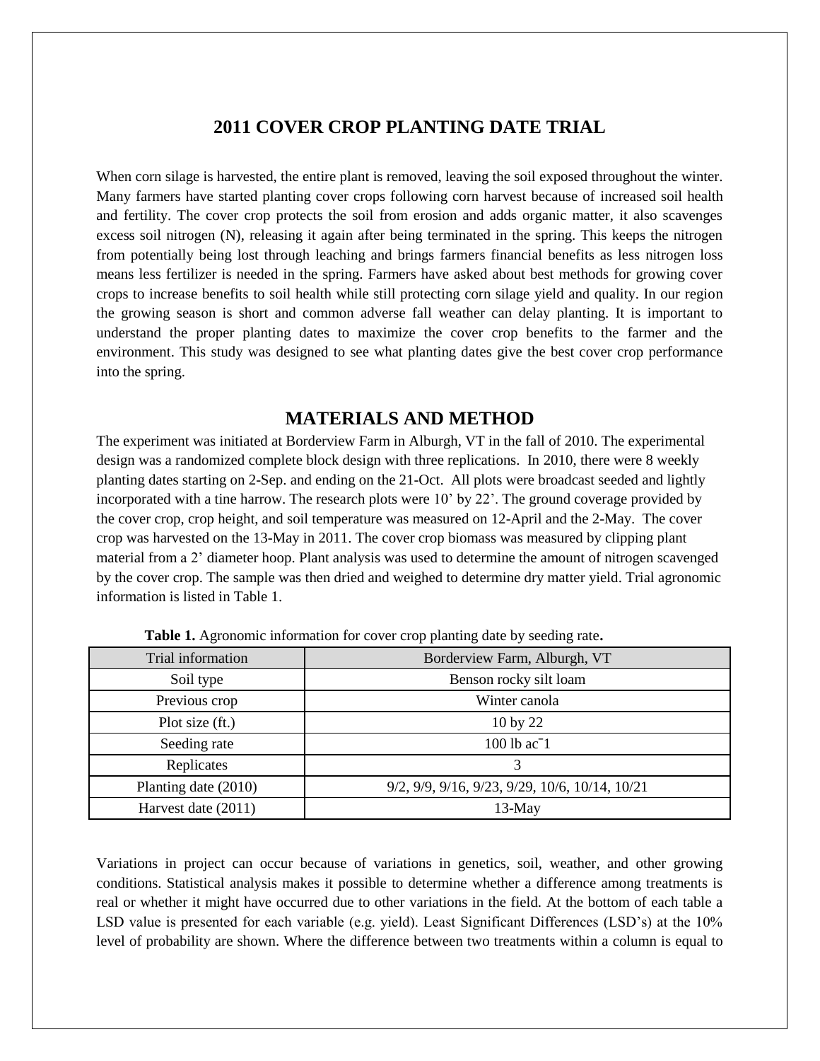# 2011 COVER CROP PLANTING DATE TRIAL

When corn silage is harvested, the entire plant is removed, leaving the soil exposed throughout the winter. Many farmers have started planting cover crops following corn harvest because of increased soil health and fertility. The cover crop protects the soil from erosion and adds organic matter, it also scavenges excess soil nitrogen (N), releasing it again after being terminated in the spring. This keeps the nitrogen from potentially being lost through leaching and brings farmers financial benefits as less nitrogen loss means less fertilizer is needed in the spring. Farmers have asked about best methods for growing cover crops to increase benefits to soil health while still protecting corn silage yield and quality. In our region the growing season is short and common adverse fall weather can delay planting. It is important to understand the proper planting dates to maximize the cover crop benefits to the farmer and the environment. This study was designed to see what planting dates give the best cover crop performance into the spring.

## MATERIALS AND METHOD

The experiment was initiated at Borderview Farm in Alburgh, VT in the fall of 2010. The experimental design was a randomized complete block design with three replications. In 2010, there were 8 weekly planting dates starting on 2-Sep. and ending on the 21-Oct. All plots were broadcast seeded and lightly incorporated with a tine harrow. The research plots were 10' by 22'. The ground coverage provided by the cover crop, crop height, and soil temperature was measured on 12-April and the 2-May. The cover crop was harvested on the 13-May in 2011. The cover crop biomass was measured by clipping plant material from a 2' diameter hoop. Plant analysis was used to determine the amount of nitrogen scavenged by the cover crop. The sample was then dried and weighed to determine dry matter yield. Trial agronomic information is listed in Table 1.

**Table 1.** Agronomic information for cover crop planting date by seeding rate**.**

| Trial information | Borderview Farm, Alburgh, VT |
|---|---|
| Soil type | Benson rocky silt loam |
| Previous crop | Winter canola |
| Plot size (ft.) | 10 by 22 |
| Seeding rate | 100 lb $ac^{-1}$ |
| Replicates | 3 |
| Planting date (2010) | 9/2, 9/9, 9/16, 9/23, 9/29, 10/6, 10/14, 10/21 |
| Harvest date (2011) | 13-May |

Variations in project can occur because of variations in genetics, soil, weather, and other growing conditions. Statistical analysis makes it possible to determine whether a difference among treatments is real or whether it might have occurred due to other variations in the field. At the bottom of each table a LSD value is presented for each variable (e.g. yield). Least Significant Differences (LSD's) at the 10% level of probability are shown. Where the difference between two treatments within a column is equal to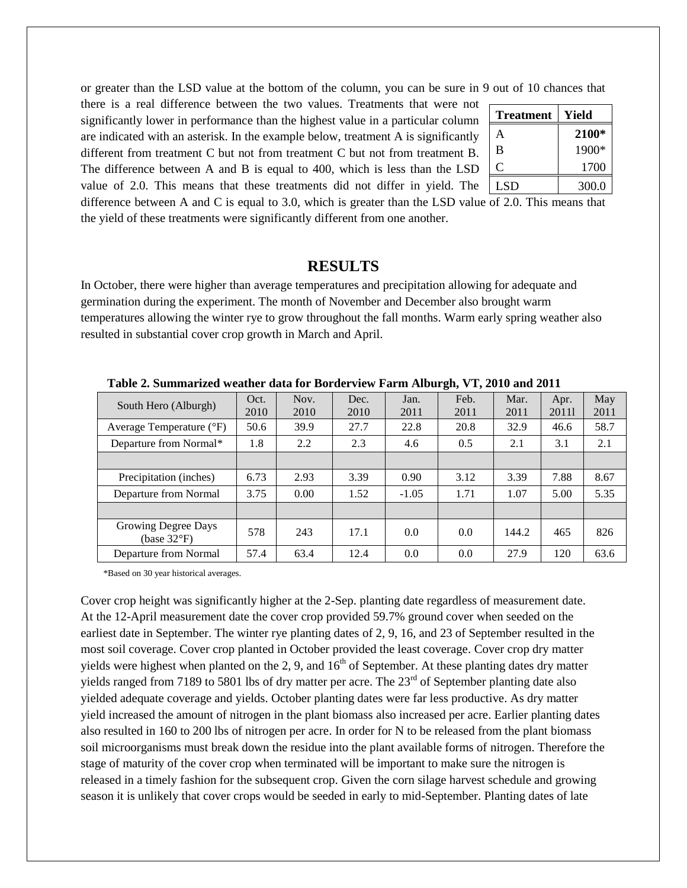or greater than the LSD value at the bottom of the column, you can be sure in 9 out of 10 chances that there is a real difference between the two values. Treatments that were not significantly lower in performance than the highest value in a particular column are indicated with an asterisk. In the example below, treatment A is significantly different from treatment C but not from treatment C but not from treatment B. The difference between A and B is equal to 400, which is less than the LSD value of 2.0. This means that these treatments did not differ in yield. The difference between A and C is equal to 3.0, which is greater than the LSD value of 2.0. This means that the yield of these treatments were significantly different from one another.

| Treatment | Yield |
|---|---|
| A | **2100*** |
| B | 1900* |
| C | 1700 |
| LSD | 300.0 |

## RESULTS

In October, there were higher than average temperatures and precipitation allowing for adequate and germination during the experiment. The month of November and December also brought warm temperatures allowing the winter rye to grow throughout the fall months. Warm early spring weather also resulted in substantial cover crop growth in March and April.

**Table 2. Summarized weather data for Borderview Farm Alburgh, VT, 2010 and 2011**

| South Hero (Alburgh) | Oct. 2010 | Nov. 2010 | Dec. 2010 | Jan. 2011 | Feb. 2011 | Mar. 2011 | Apr. 20111 | May 2011 |
|---|---|---|---|---|---|---|---|---|
| Average Temperature (°F) | 50.6 | 39.9 | 27.7 | 22.8 | 20.8 | 32.9 | 46.6 | 58.7 |
| Departure from Normal* | 1.8 | 2.2 | 2.3 | 4.6 | 0.5 | 2.1 | 3.1 | 2.1 |
| | | | | | | | | |
| Precipitation (inches) | 6.73 | 2.93 | 3.39 | 0.90 | 3.12 | 3.39 | 7.88 | 8.67 |
| Departure from Normal | 3.75 | 0.00 | 1.52 | -1.05 | 1.71 | 1.07 | 5.00 | 5.35 |
| | | | | | | | | |
| Growing Degree Days (base 32°F) | 578 | 243 | 17.1 | 0.0 | 0.0 | 144.2 | 465 | 826 |
| Departure from Normal | 57.4 | 63.4 | 12.4 | 0.0 | 0.0 | 27.9 | 120 | 63.6 |

*Based on 30 year historical averages.

Cover crop height was significantly higher at the 2-Sep. planting date regardless of measurement date. At the 12-April measurement date the cover crop provided 59.7% ground cover when seeded on the earliest date in September. The winter rye planting dates of 2, 9, 16, and 23 of September resulted in the most soil coverage. Cover crop planted in October provided the least coverage. Cover crop dry matter yields were highest when planted on the 2, 9, and 16th of September. At these planting dates dry matter yields ranged from 7189 to 5801 lbs of dry matter per acre. The 23rd of September planting date also yielded adequate coverage and yields. October planting dates were far less productive. As dry matter yield increased the amount of nitrogen in the plant biomass also increased per acre. Earlier planting dates also resulted in 160 to 200 lbs of nitrogen per acre. In order for N to be released from the plant biomass soil microorganisms must break down the residue into the plant available forms of nitrogen. Therefore the stage of maturity of the cover crop when terminated will be important to make sure the nitrogen is released in a timely fashion for the subsequent crop. Given the corn silage harvest schedule and growing season it is unlikely that cover crops would be seeded in early to mid-September. Planting dates of late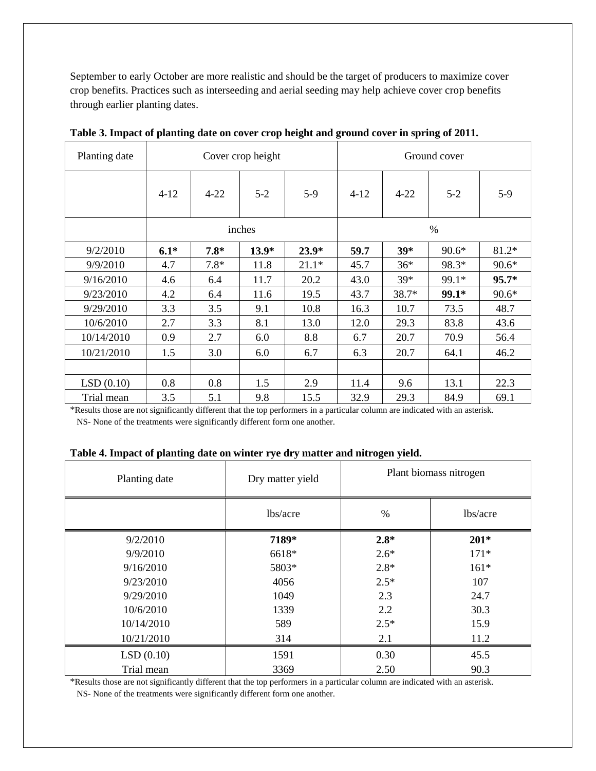September to early October are more realistic and should be the target of producers to maximize cover crop benefits. Practices such as interseeding and aerial seeding may help achieve cover crop benefits through earlier planting dates.

**Table 3. Impact of planting date on cover crop height and ground cover in spring of 2011.**

| Planting date | Cover crop height | | | | Ground cover | | | |
|---|---|---|---|---|---|---|---|---|
| | 4-12 | 4-22 | 5-2 | 5-9 | 4-12 | 4-22 | 5-2 | 5-9 |
| | inches | | | | % | | | |
| 9/2/2010 | **6.1*** | **7.8*** | **13.9*** | **23.9*** | **59.7** | **39*** | 90.6* | 81.2* |
| 9/9/2010 | 4.7 | 7.8* | 11.8 | 21.1* | 45.7 | 36* | 98.3* | 90.6* |
| 9/16/2010 | 4.6 | 6.4 | 11.7 | 20.2 | 43.0 | 39* | 99.1* | **95.7*** |
| 9/23/2010 | 4.2 | 6.4 | 11.6 | 19.5 | 43.7 | 38.7* | **99.1*** | 90.6* |
| 9/29/2010 | 3.3 | 3.5 | 9.1 | 10.8 | 16.3 | 10.7 | 73.5 | 48.7 |
| 10/6/2010 | 2.7 | 3.3 | 8.1 | 13.0 | 12.0 | 29.3 | 83.8 | 43.6 |
| 10/14/2010 | 0.9 | 2.7 | 6.0 | 8.8 | 6.7 | 20.7 | 70.9 | 56.4 |
| 10/21/2010 | 1.5 | 3.0 | 6.0 | 6.7 | 6.3 | 20.7 | 64.1 | 46.2 |
| | | | | | | | | |
| LSD (0.10) | 0.8 | 0.8 | 1.5 | 2.9 | 11.4 | 9.6 | 13.1 | 22.3 |
| Trial mean | 3.5 | 5.1 | 9.8 | 15.5 | 32.9 | 29.3 | 84.9 | 69.1 |

*Results those are not significantly different that the top performers in a particular column are indicated with an asterisk.
NS- None of the treatments were significantly different form one another.

**Table 4. Impact of planting date on winter rye dry matter and nitrogen yield.**

| Planting date | Dry matter yield | Plant biomass nitrogen | |
|---|---|---|---|
| | lbs/acre | % | lbs/acre |
| 9/2/2010 | **7189*** | **2.8*** | **201*** |
| 9/9/2010 | 6618* | 2.6* | 171* |
| 9/16/2010 | 5803* | 2.8* | 161* |
| 9/23/2010 | 4056 | 2.5* | 107 |
| 9/29/2010 | 1049 | 2.3 | 24.7 |
| 10/6/2010 | 1339 | 2.2 | 30.3 |
| 10/14/2010 | 589 | 2.5* | 15.9 |
| 10/21/2010 | 314 | 2.1 | 11.2 |
| LSD (0.10) | 1591 | 0.30 | 45.5 |
| Trial mean | 3369 | 2.50 | 90.3 |

*Results those are not significantly different that the top performers in a particular column are indicated with an asterisk.
NS- None of the treatments were significantly different form one another.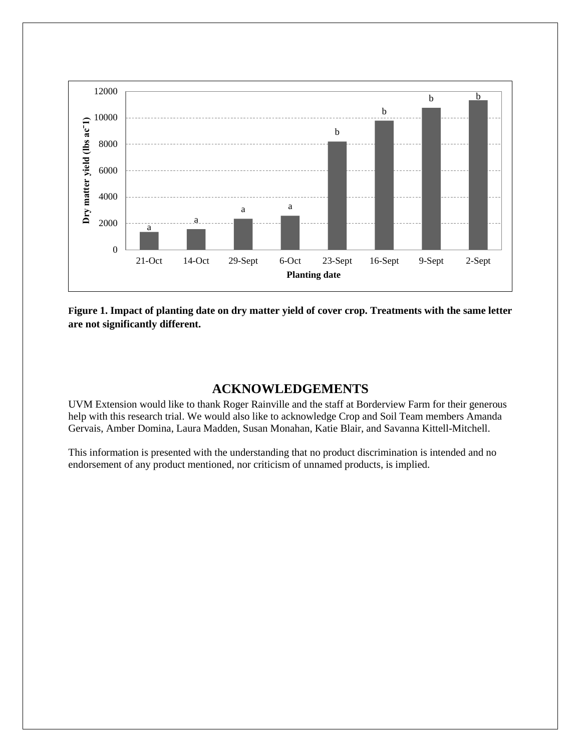12000
10000
8000
6000
4000
2000
0

Dry matter yield (lbs ac⁻1)

a a a a b b b b

21-Oct 14-Oct 29-Sept 6-Oct 23-Sept 16-Sept 9-Sept 2-Sept

Planting date

**Figure 1. Impact of planting date on dry matter yield of cover crop. Treatments with the same letter are not significantly different.**

## ACKNOWLEDGEMENTS

UVM Extension would like to thank Roger Rainville and the staff at Borderview Farm for their generous help with this research trial. We would also like to acknowledge Crop and Soil Team members Amanda Gervais, Amber Domina, Laura Madden, Susan Monahan, Katie Blair, and Savanna Kittell-Mitchell.

This information is presented with the understanding that no product discrimination is intended and no endorsement of any product mentioned, nor criticism of unnamed products, is implied.